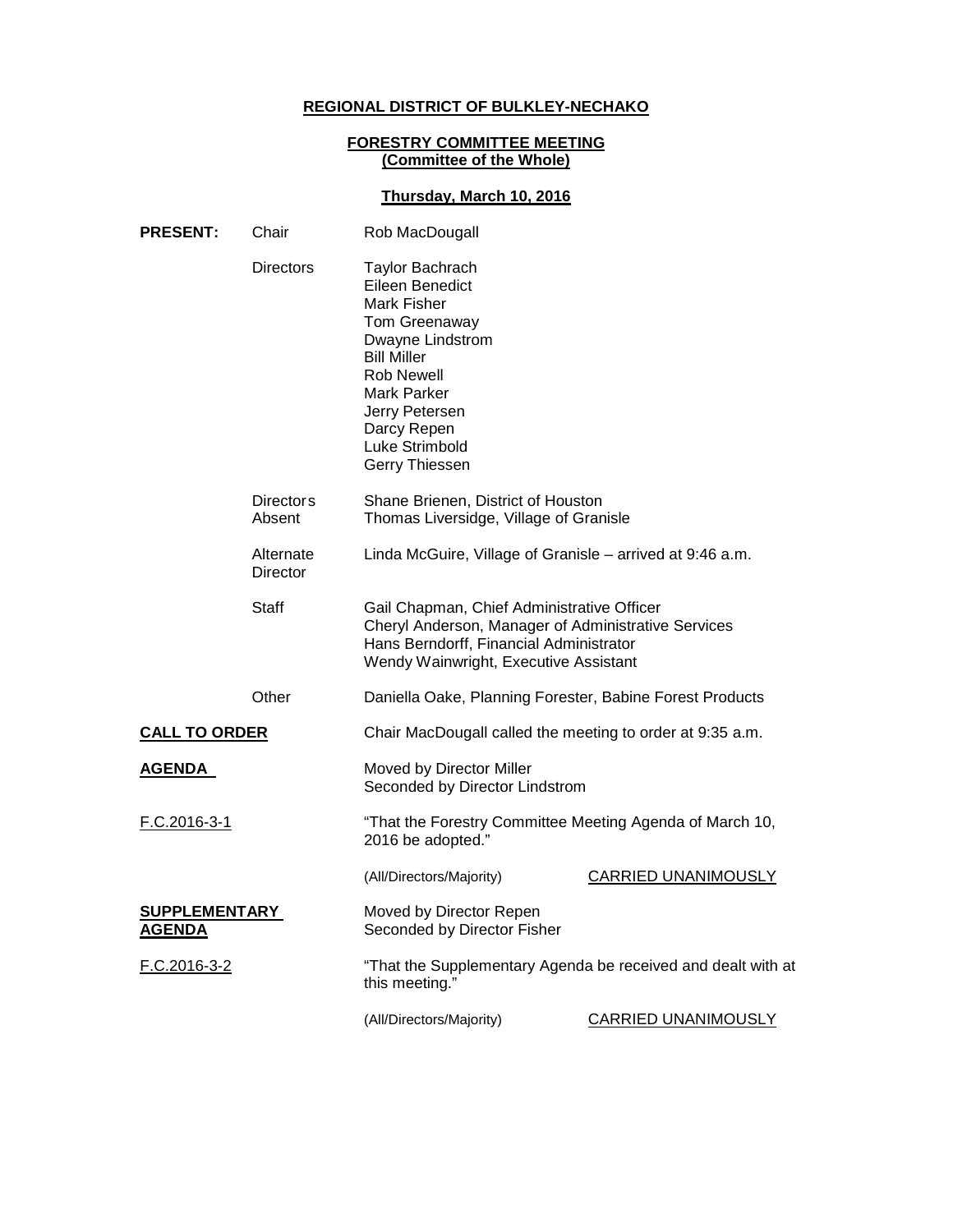**REGIONAL DISTRICT OF BULKLEY-NECHAKO**

**FORESTRY COMMITTEE MEETING**
**(Committee of the Whole)**

**Thursday, March 10, 2016**

| | | |
|---|---|---|
| **PRESENT:** | Chair | Rob MacDougall |
| | Directors | Taylor Bachrach<br>Eileen Benedict<br>Mark Fisher<br>Tom Greenaway<br>Dwayne Lindstrom<br>Bill Miller<br>Rob Newell<br>Mark Parker<br>Jerry Petersen<br>Darcy Repen<br>Luke Strimbold<br>Gerry Thiessen |
| | Directors Absent | Shane Brienen, District of Houston<br>Thomas Liversidge, Village of Granisle |
| | Alternate Director | Linda McGuire, Village of Granisle – arrived at 9:46 a.m. |
| | Staff | Gail Chapman, Chief Administrative Officer<br>Cheryl Anderson, Manager of Administrative Services<br>Hans Berndorff, Financial Administrator<br>Wendy Wainwright, Executive Assistant |
| | Other | Daniella Oake, Planning Forester, Babine Forest Products |

**CALL TO ORDER**

Chair MacDougall called the meeting to order at 9:35 a.m.

**AGENDA**

Moved by Director Miller
Seconded by Director Lindstrom

F.C.2016-3-1

"That the Forestry Committee Meeting Agenda of March 10, 2016 be adopted."

(All/Directors/Majority) CARRIED UNANIMOUSLY

**SUPPLEMENTARY AGENDA**

Moved by Director Repen
Seconded by Director Fisher

F.C.2016-3-2

"That the Supplementary Agenda be received and dealt with at this meeting."

(All/Directors/Majority) CARRIED UNANIMOUSLY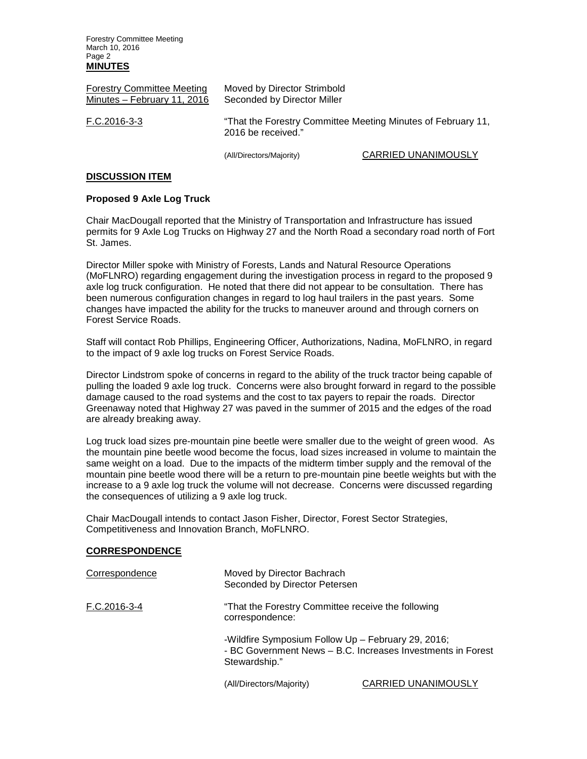**MINUTES**

| | |
|---|---|
| Forestry Committee Meeting Minutes – February 11, 2016 | Moved by Director Strimbold<br>Seconded by Director Miller |
| F.C.2016-3-3 | "That the Forestry Committee Meeting Minutes of February 11, 2016 be received." |
| | (All/Directors/Majority) CARRIED UNANIMOUSLY |

## DISCUSSION ITEM

### Proposed 9 Axle Log Truck

Chair MacDougall reported that the Ministry of Transportation and Infrastructure has issued permits for 9 Axle Log Trucks on Highway 27 and the North Road a secondary road north of Fort St. James.

Director Miller spoke with Ministry of Forests, Lands and Natural Resource Operations (MoFLNRO) regarding engagement during the investigation process in regard to the proposed 9 axle log truck configuration. He noted that there did not appear to be consultation. There has been numerous configuration changes in regard to log haul trailers in the past years. Some changes have impacted the ability for the trucks to maneuver around and through corners on Forest Service Roads.

Staff will contact Rob Phillips, Engineering Officer, Authorizations, Nadina, MoFLNRO, in regard to the impact of 9 axle log trucks on Forest Service Roads.

Director Lindstrom spoke of concerns in regard to the ability of the truck tractor being capable of pulling the loaded 9 axle log truck. Concerns were also brought forward in regard to the possible damage caused to the road systems and the cost to tax payers to repair the roads. Director Greenaway noted that Highway 27 was paved in the summer of 2015 and the edges of the road are already breaking away.

Log truck load sizes pre-mountain pine beetle were smaller due to the weight of green wood. As the mountain pine beetle wood become the focus, load sizes increased in volume to maintain the same weight on a load. Due to the impacts of the midterm timber supply and the removal of the mountain pine beetle wood there will be a return to pre-mountain pine beetle weights but with the increase to a 9 axle log truck the volume will not decrease. Concerns were discussed regarding the consequences of utilizing a 9 axle log truck.

Chair MacDougall intends to contact Jason Fisher, Director, Forest Sector Strategies, Competitiveness and Innovation Branch, MoFLNRO.

## CORRESPONDENCE

| | |
|---|---|
| Correspondence | Moved by Director Bachrach<br>Seconded by Director Petersen |
| F.C.2016-3-4 | "That the Forestry Committee receive the following correspondence:<br><br>-Wildfire Symposium Follow Up – February 29, 2016;<br>- BC Government News – B.C. Increases Investments in Forest Stewardship." |
| | (All/Directors/Majority) CARRIED UNANIMOUSLY |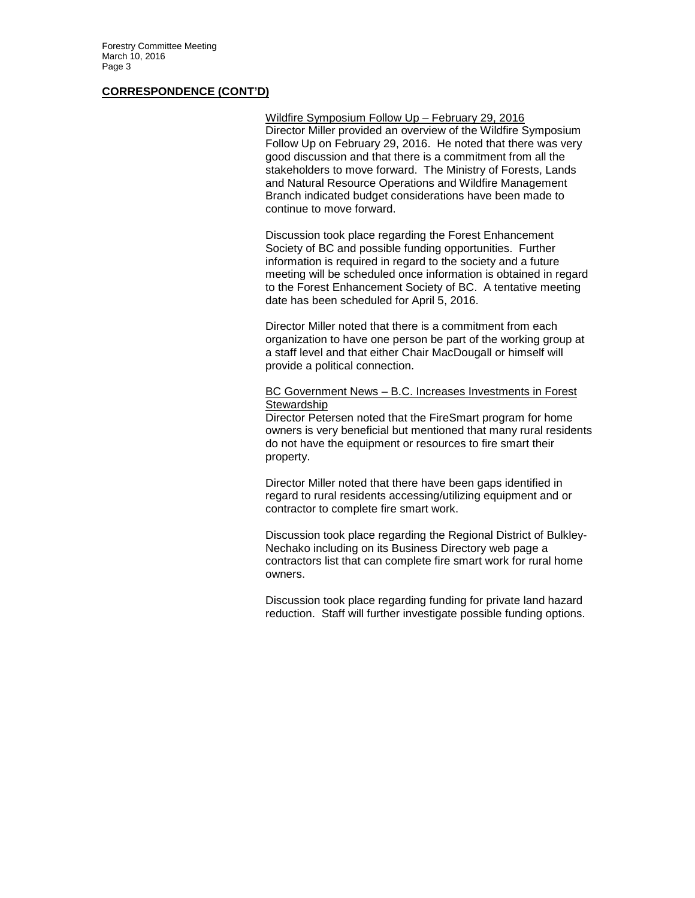## CORRESPONDENCE (CONT'D)

<u>Wildfire Symposium Follow Up – February 29, 2016</u>
Director Miller provided an overview of the Wildfire Symposium Follow Up on February 29, 2016. He noted that there was very good discussion and that there is a commitment from all the stakeholders to move forward. The Ministry of Forests, Lands and Natural Resource Operations and Wildfire Management Branch indicated budget considerations have been made to continue to move forward.

Discussion took place regarding the Forest Enhancement Society of BC and possible funding opportunities. Further information is required in regard to the society and a future meeting will be scheduled once information is obtained in regard to the Forest Enhancement Society of BC. A tentative meeting date has been scheduled for April 5, 2016.

Director Miller noted that there is a commitment from each organization to have one person be part of the working group at a staff level and that either Chair MacDougall or himself will provide a political connection.

<u>BC Government News – B.C. Increases Investments in Forest Stewardship</u>
Director Petersen noted that the FireSmart program for home owners is very beneficial but mentioned that many rural residents do not have the equipment or resources to fire smart their property.

Director Miller noted that there have been gaps identified in regard to rural residents accessing/utilizing equipment and or contractor to complete fire smart work.

Discussion took place regarding the Regional District of Bulkley-Nechako including on its Business Directory web page a contractors list that can complete fire smart work for rural home owners.

Discussion took place regarding funding for private land hazard reduction. Staff will further investigate possible funding options.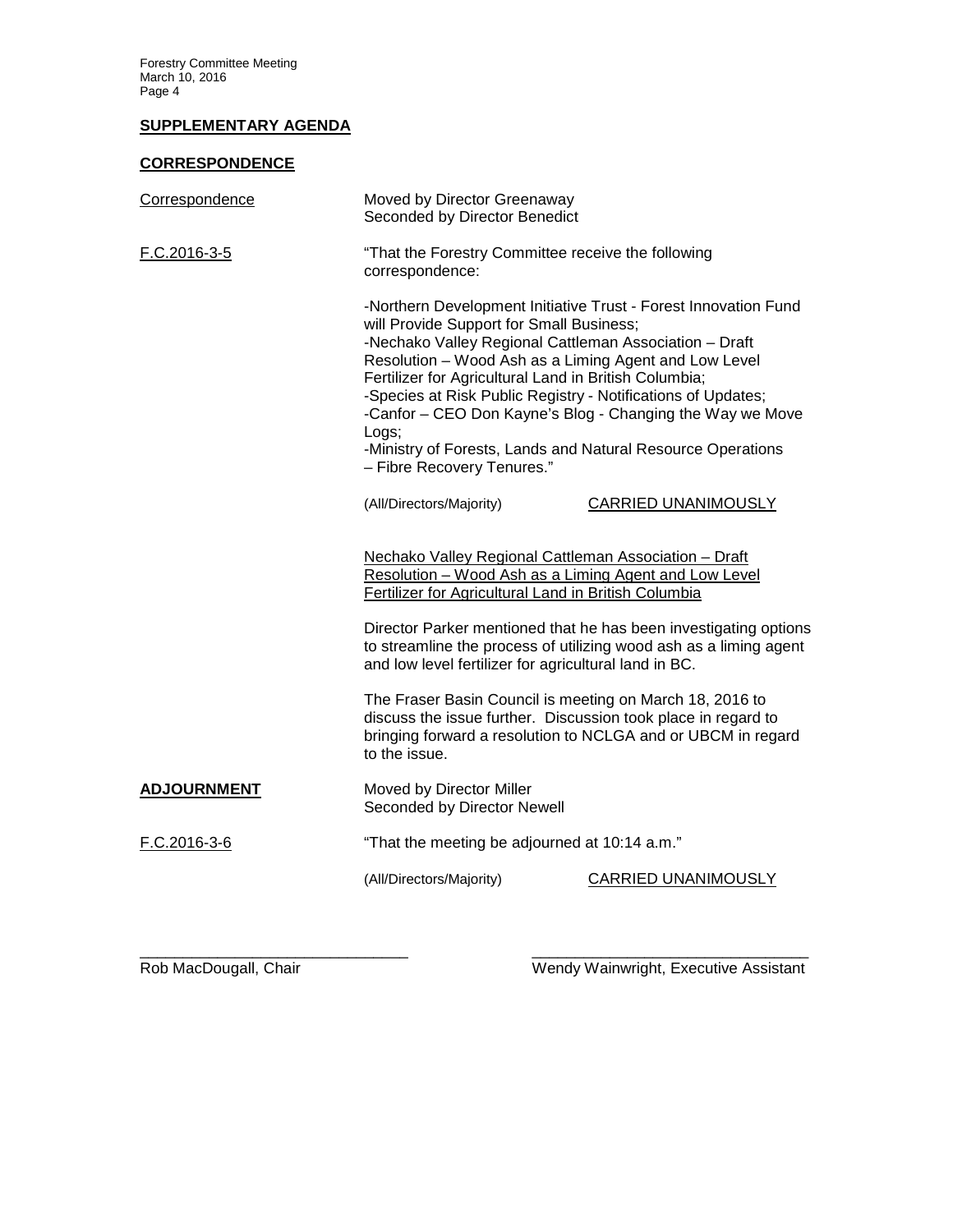## SUPPLEMENTARY AGENDA

### CORRESPONDENCE

Correspondence

Moved by Director Greenaway
Seconded by Director Benedict

F.C.2016-3-5

"That the Forestry Committee receive the following correspondence:

-Northern Development Initiative Trust - Forest Innovation Fund will Provide Support for Small Business;
-Nechako Valley Regional Cattleman Association – Draft Resolution – Wood Ash as a Liming Agent and Low Level Fertilizer for Agricultural Land in British Columbia;
-Species at Risk Public Registry - Notifications of Updates;
-Canfor – CEO Don Kayne's Blog - Changing the Way we Move Logs;
-Ministry of Forests, Lands and Natural Resource Operations – Fibre Recovery Tenures."

(All/Directors/Majority) CARRIED UNANIMOUSLY

Nechako Valley Regional Cattleman Association – Draft Resolution – Wood Ash as a Liming Agent and Low Level Fertilizer for Agricultural Land in British Columbia

Director Parker mentioned that he has been investigating options to streamline the process of utilizing wood ash as a liming agent and low level fertilizer for agricultural land in BC.

The Fraser Basin Council is meeting on March 18, 2016 to discuss the issue further. Discussion took place in regard to bringing forward a resolution to NCLGA and or UBCM in regard to the issue.

**ADJOURNMENT**

Moved by Director Miller
Seconded by Director Newell

F.C.2016-3-6

"That the meeting be adjourned at 10:14 a.m."

(All/Directors/Majority) CARRIED UNANIMOUSLY

______________________________
Rob MacDougall, Chair

______________________________
Wendy Wainwright, Executive Assistant